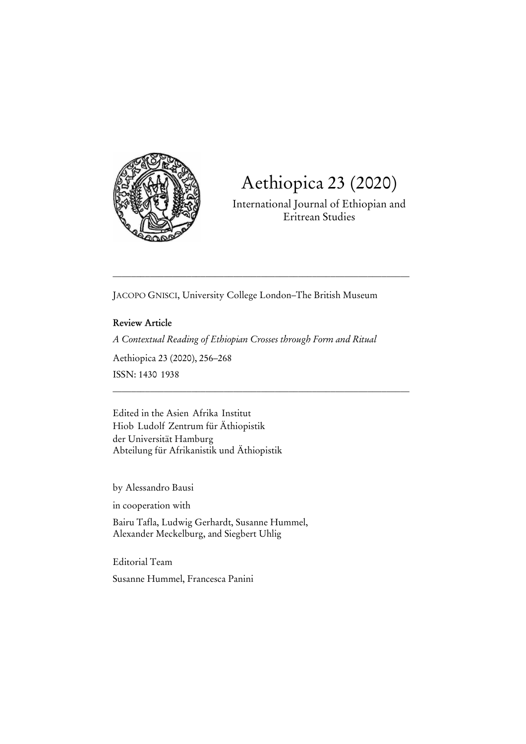# Aethiopica 23 (2020)

International Journal of Ethiopian and Eritrean Studies

---

JACOPO GNISCI, University College London–The British Museum

**Review Article**

*A Contextual Reading of Ethiopian Crosses through Form and Ritual*

Aethiopica 23 (2020), 256–268

ISSN: 1430 1938

---

Edited in the Asien Afrika Institut
Hiob Ludolf Zentrum für Äthiopistik
der Universität Hamburg
Abteilung für Afrikanistik und Äthiopistik

by Alessandro Bausi

in cooperation with

Bairu Tafla, Ludwig Gerhardt, Susanne Hummel,
Alexander Meckelburg, and Siegbert Uhlig

Editorial Team

Susanne Hummel, Francesca Panini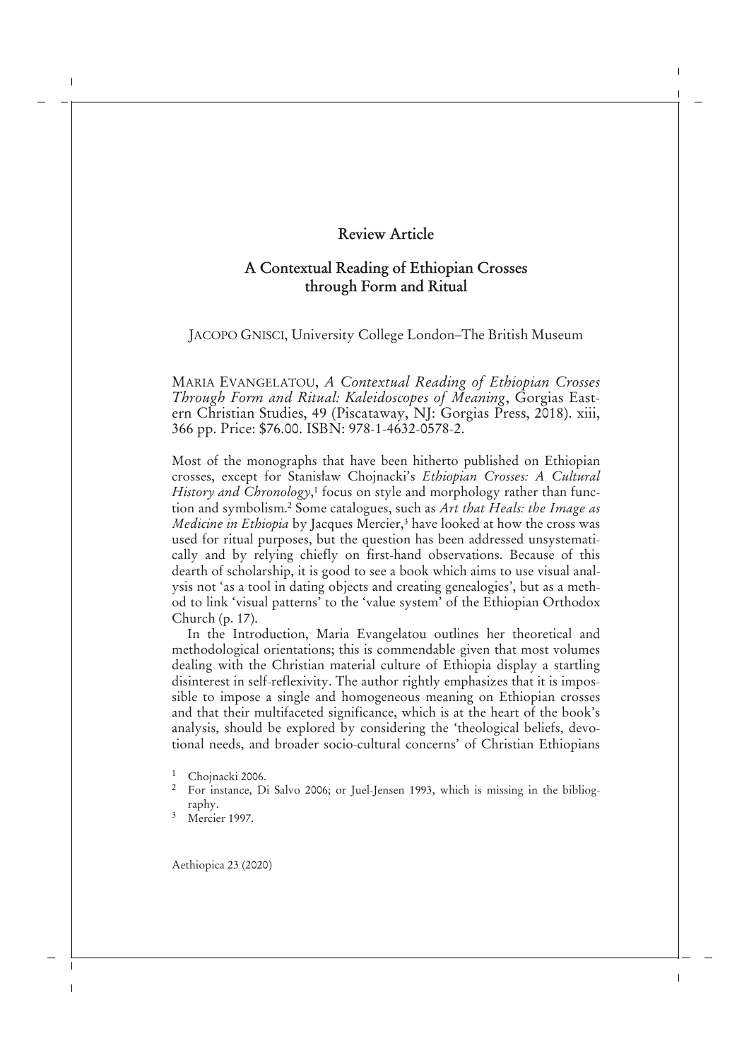## Review Article

## A Contextual Reading of Ethiopian Crosses through Form and Ritual

JACOPO GNISCI, University College London–The British Museum

MARIA EVANGELATOU, *A Contextual Reading of Ethiopian Crosses Through Form and Ritual: Kaleidoscopes of Meaning*, Gorgias Eastern Christian Studies, 49 (Piscataway, NJ: Gorgias Press, 2018). xiii, 366 pp. Price: $76.00. ISBN: 978-1-4632-0578-2.

Most of the monographs that have been hitherto published on Ethiopian crosses, except for Stanisław Chojnacki's *Ethiopian Crosses: A Cultural History and Chronology*,[1] focus on style and morphology rather than function and symbolism.[2] Some catalogues, such as *Art that Heals: the Image as Medicine in Ethiopia* by Jacques Mercier,[3] have looked at how the cross was used for ritual purposes, but the question has been addressed unsystematically and by relying chiefly on first-hand observations. Because of this dearth of scholarship, it is good to see a book which aims to use visual analysis not 'as a tool in dating objects and creating genealogies', but as a method to link 'visual patterns' to the 'value system' of the Ethiopian Orthodox Church (p. 17).

In the Introduction, Maria Evangelatou outlines her theoretical and methodological orientations; this is commendable given that most volumes dealing with the Christian material culture of Ethiopia display a startling disinterest in self-reflexivity. The author rightly emphasizes that it is impossible to impose a single and homogeneous meaning on Ethiopian crosses and that their multifaceted significance, which is at the heart of the book's analysis, should be explored by considering the 'theological beliefs, devotional needs, and broader socio-cultural concerns' of Christian Ethiopians

[1] Chojnacki 2006.

[2] For instance, Di Salvo 2006; or Juel-Jensen 1993, which is missing in the bibliography.

[3] Mercier 1997.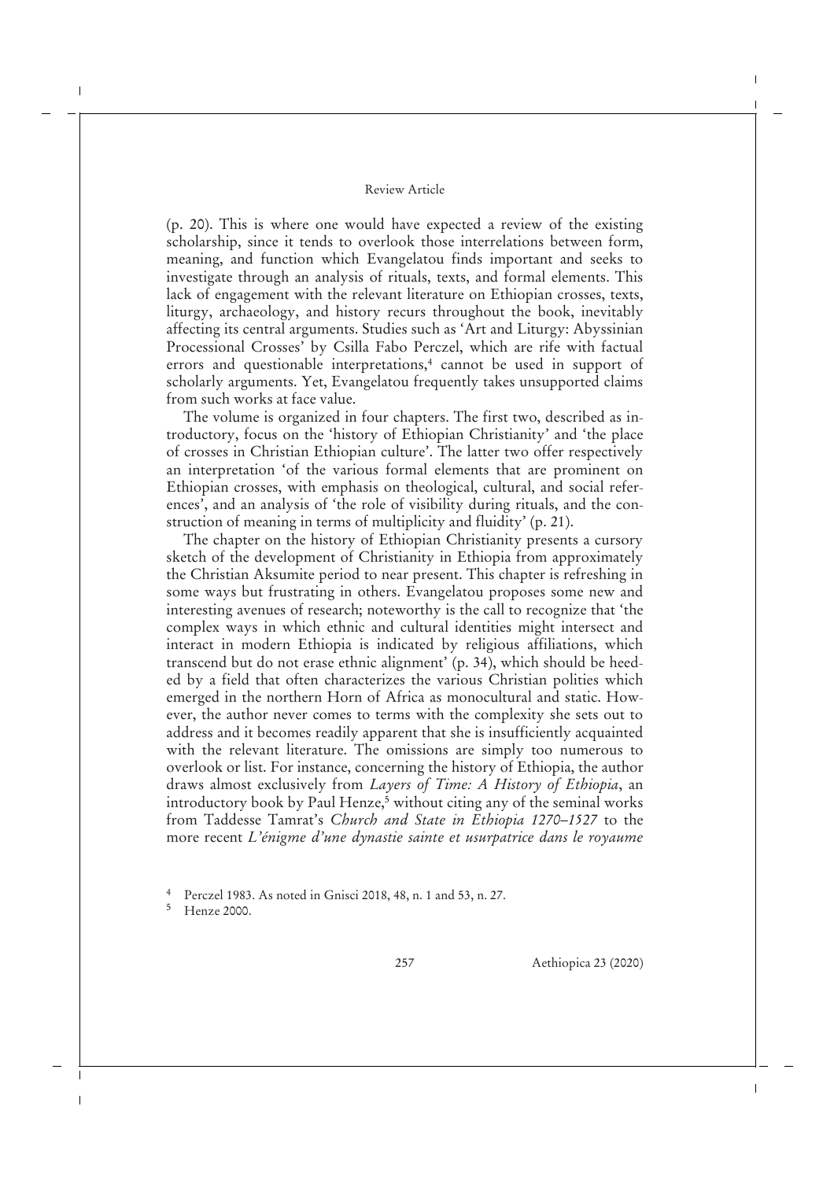(p. 20). This is where one would have expected a review of the existing scholarship, since it tends to overlook those interrelations between form, meaning, and function which Evangelatou finds important and seeks to investigate through an analysis of rituals, texts, and formal elements. This lack of engagement with the relevant literature on Ethiopian crosses, texts, liturgy, archaeology, and history recurs throughout the book, inevitably affecting its central arguments. Studies such as 'Art and Liturgy: Abyssinian Processional Crosses' by Csilla Fabo Perczel, which are rife with factual errors and questionable interpretations,[4] cannot be used in support of scholarly arguments. Yet, Evangelatou frequently takes unsupported claims from such works at face value.

The volume is organized in four chapters. The first two, described as introductory, focus on the 'history of Ethiopian Christianity' and 'the place of crosses in Christian Ethiopian culture'. The latter two offer respectively an interpretation 'of the various formal elements that are prominent on Ethiopian crosses, with emphasis on theological, cultural, and social references', and an analysis of 'the role of visibility during rituals, and the construction of meaning in terms of multiplicity and fluidity' (p. 21).

The chapter on the history of Ethiopian Christianity presents a cursory sketch of the development of Christianity in Ethiopia from approximately the Christian Aksumite period to near present. This chapter is refreshing in some ways but frustrating in others. Evangelatou proposes some new and interesting avenues of research; noteworthy is the call to recognize that 'the complex ways in which ethnic and cultural identities might intersect and interact in modern Ethiopia is indicated by religious affiliations, which transcend but do not erase ethnic alignment' (p. 34), which should be heeded by a field that often characterizes the various Christian polities which emerged in the northern Horn of Africa as monocultural and static. However, the author never comes to terms with the complexity she sets out to address and it becomes readily apparent that she is insufficiently acquainted with the relevant literature. The omissions are simply too numerous to overlook or list. For instance, concerning the history of Ethiopia, the author draws almost exclusively from *Layers of Time: A History of Ethiopia*, an introductory book by Paul Henze,[5] without citing any of the seminal works from Taddesse Tamrat's *Church and State in Ethiopia 1270–1527* to the more recent *L'énigme d'une dynastie sainte et usurpatrice dans le royaume*

[4] Perczel 1983. As noted in Gnisci 2018, 48, n. 1 and 53, n. 27.

[5] Henze 2000.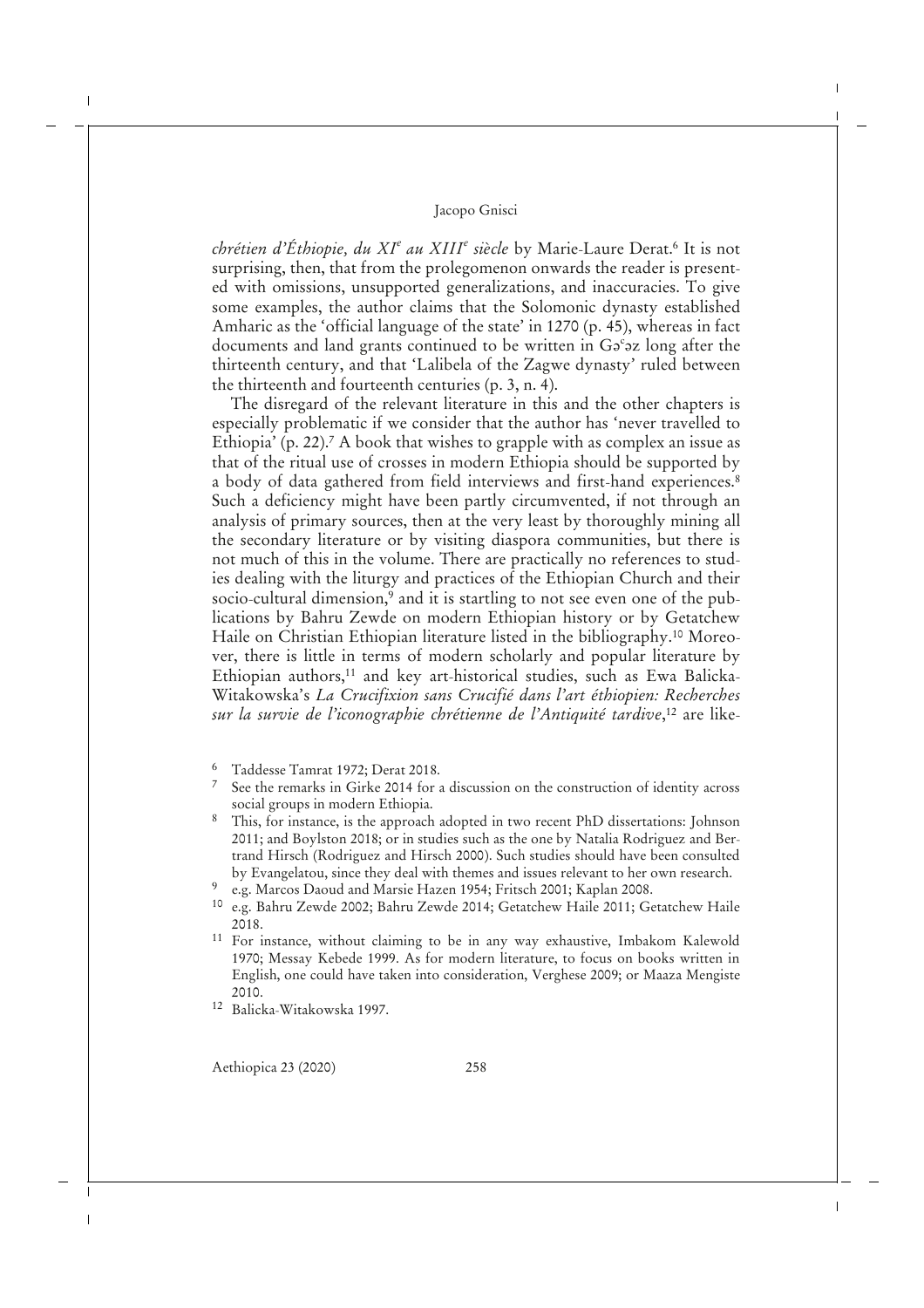*chrétien d'Éthiopie, du XI^e^ au XIII^e^ siècle* by Marie-Laure Derat.[6] It is not surprising, then, that from the prolegomenon onwards the reader is presented with omissions, unsupported generalizations, and inaccuracies. To give some examples, the author claims that the Solomonic dynasty established Amharic as the 'official language of the state' in 1270 (p. 45), whereas in fact documents and land grants continued to be written in Gəʿəz long after the thirteenth century, and that 'Lalibela of the Zagwe dynasty' ruled between the thirteenth and fourteenth centuries (p. 3, n. 4).

The disregard of the relevant literature in this and the other chapters is especially problematic if we consider that the author has 'never travelled to Ethiopia' (p. 22).[7] A book that wishes to grapple with as complex an issue as that of the ritual use of crosses in modern Ethiopia should be supported by a body of data gathered from field interviews and first-hand experiences.[8] Such a deficiency might have been partly circumvented, if not through an analysis of primary sources, then at the very least by thoroughly mining all the secondary literature or by visiting diaspora communities, but there is not much of this in the volume. There are practically no references to studies dealing with the liturgy and practices of the Ethiopian Church and their socio-cultural dimension,[9] and it is startling to not see even one of the publications by Bahru Zewde on modern Ethiopian history or by Getatchew Haile on Christian Ethiopian literature listed in the bibliography.[10] Moreover, there is little in terms of modern scholarly and popular literature by Ethiopian authors,[11] and key art-historical studies, such as Ewa Balicka-Witakowska's *La Crucifixion sans Crucifié dans l'art éthiopien: Recherches sur la survie de l'iconographie chrétienne de l'Antiquité tardive*,[12] are like-

[6] Taddesse Tamrat 1972; Derat 2018.

[7] See the remarks in Girke 2014 for a discussion on the construction of identity across social groups in modern Ethiopia.

[8] This, for instance, is the approach adopted in two recent PhD dissertations: Johnson 2011; and Boylston 2018; or in studies such as the one by Natalia Rodriguez and Bertrand Hirsch (Rodriguez and Hirsch 2000). Such studies should have been consulted by Evangelatou, since they deal with themes and issues relevant to her own research.

[9] e.g. Marcos Daoud and Marsie Hazen 1954; Fritsch 2001; Kaplan 2008.

[10] e.g. Bahru Zewde 2002; Bahru Zewde 2014; Getatchew Haile 2011; Getatchew Haile 2018.

[11] For instance, without claiming to be in any way exhaustive, Imbakom Kalewold 1970; Messay Kebede 1999. As for modern literature, to focus on books written in English, one could have taken into consideration, Verghese 2009; or Maaza Mengiste 2010.

[12] Balicka-Witakowska 1997.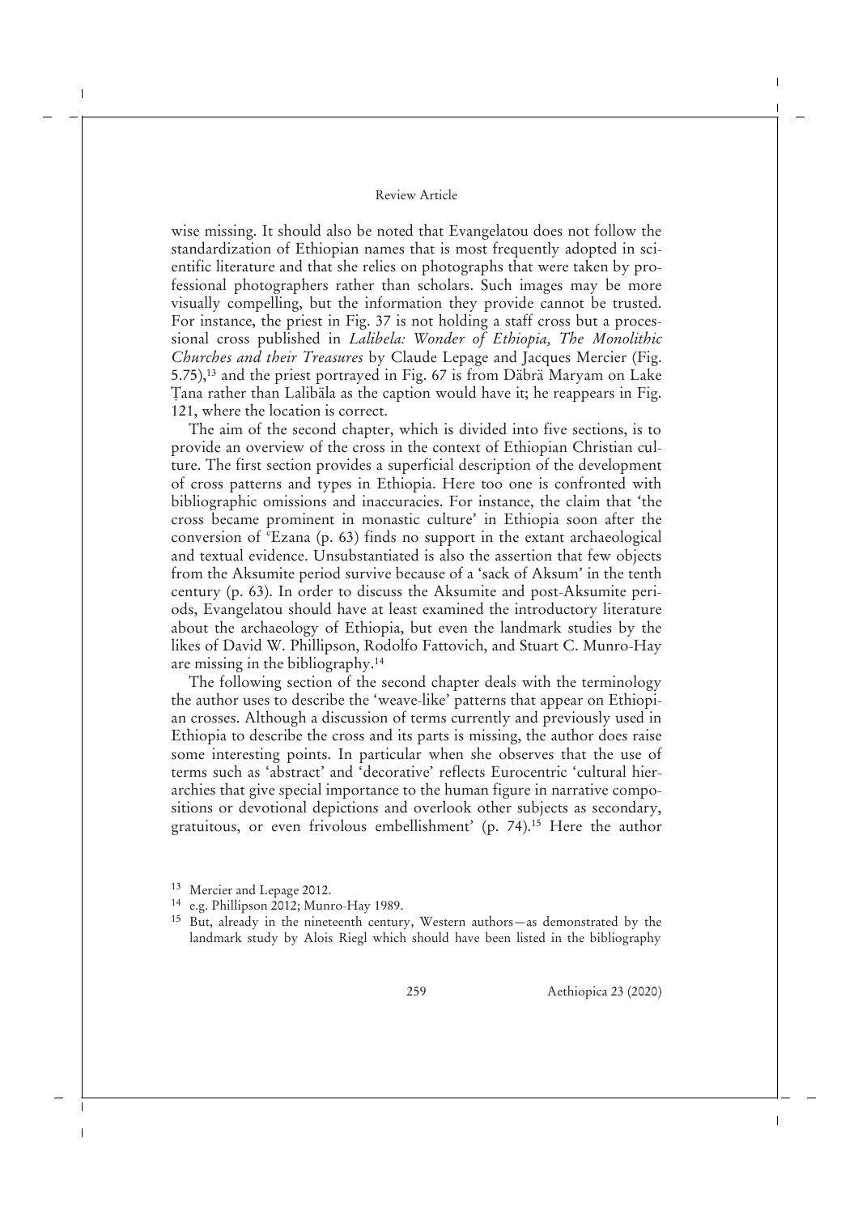wise missing. It should also be noted that Evangelatou does not follow the standardization of Ethiopian names that is most frequently adopted in scientific literature and that she relies on photographs that were taken by professional photographers rather than scholars. Such images may be more visually compelling, but the information they provide cannot be trusted. For instance, the priest in Fig. 37 is not holding a staff cross but a processional cross published in *Lalibela: Wonder of Ethiopia, The Monolithic Churches and their Treasures* by Claude Lepage and Jacques Mercier (Fig. 5.75),[13] and the priest portrayed in Fig. 67 is from Däbrä Maryam on Lake Ṭana rather than Lalibäla as the caption would have it; he reappears in Fig. 121, where the location is correct.

The aim of the second chapter, which is divided into five sections, is to provide an overview of the cross in the context of Ethiopian Christian culture. The first section provides a superficial description of the development of cross patterns and types in Ethiopia. Here too one is confronted with bibliographic omissions and inaccuracies. For instance, the claim that 'the cross became prominent in monastic culture' in Ethiopia soon after the conversion of ʿEzana (p. 63) finds no support in the extant archaeological and textual evidence. Unsubstantiated is also the assertion that few objects from the Aksumite period survive because of a 'sack of Aksum' in the tenth century (p. 63). In order to discuss the Aksumite and post-Aksumite periods, Evangelatou should have at least examined the introductory literature about the archaeology of Ethiopia, but even the landmark studies by the likes of David W. Phillipson, Rodolfo Fattovich, and Stuart C. Munro-Hay are missing in the bibliography.[14]

The following section of the second chapter deals with the terminology the author uses to describe the 'weave-like' patterns that appear on Ethiopian crosses. Although a discussion of terms currently and previously used in Ethiopia to describe the cross and its parts is missing, the author does raise some interesting points. In particular when she observes that the use of terms such as 'abstract' and 'decorative' reflects Eurocentric 'cultural hierarchies that give special importance to the human figure in narrative compositions or devotional depictions and overlook other subjects as secondary, gratuitous, or even frivolous embellishment' (p. 74).[15] Here the author

[13] Mercier and Lepage 2012.

[14] e.g. Phillipson 2012; Munro-Hay 1989.

[15] But, already in the nineteenth century, Western authors—as demonstrated by the landmark study by Alois Riegl which should have been listed in the bibliography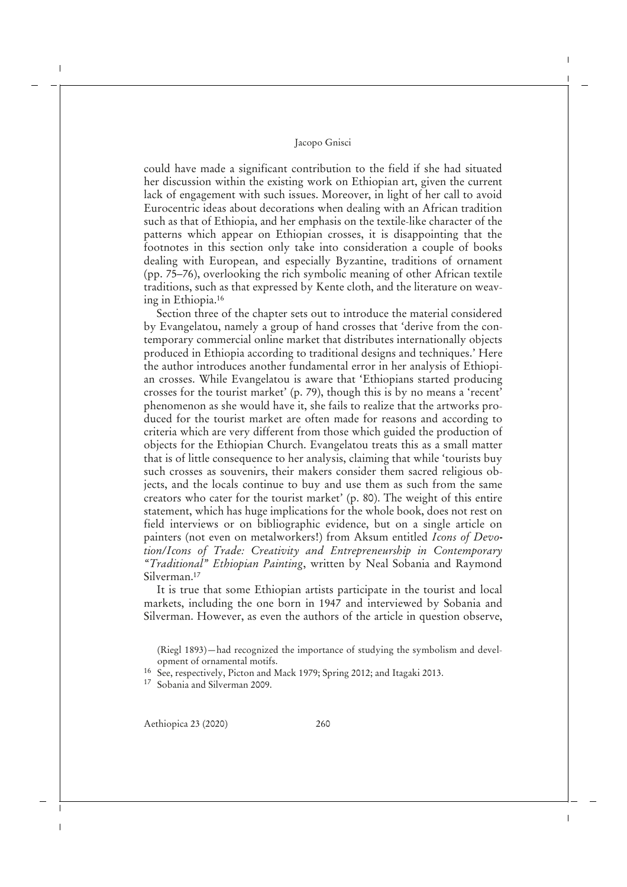could have made a significant contribution to the field if she had situated her discussion within the existing work on Ethiopian art, given the current lack of engagement with such issues. Moreover, in light of her call to avoid Eurocentric ideas about decorations when dealing with an African tradition such as that of Ethiopia, and her emphasis on the textile-like character of the patterns which appear on Ethiopian crosses, it is disappointing that the footnotes in this section only take into consideration a couple of books dealing with European, and especially Byzantine, traditions of ornament (pp. 75–76), overlooking the rich symbolic meaning of other African textile traditions, such as that expressed by Kente cloth, and the literature on weaving in Ethiopia.[16]

Section three of the chapter sets out to introduce the material considered by Evangelatou, namely a group of hand crosses that 'derive from the contemporary commercial online market that distributes internationally objects produced in Ethiopia according to traditional designs and techniques.' Here the author introduces another fundamental error in her analysis of Ethiopian crosses. While Evangelatou is aware that 'Ethiopians started producing crosses for the tourist market' (p. 79), though this is by no means a 'recent' phenomenon as she would have it, she fails to realize that the artworks produced for the tourist market are often made for reasons and according to criteria which are very different from those which guided the production of objects for the Ethiopian Church. Evangelatou treats this as a small matter that is of little consequence to her analysis, claiming that while 'tourists buy such crosses as souvenirs, their makers consider them sacred religious objects, and the locals continue to buy and use them as such from the same creators who cater for the tourist market' (p. 80). The weight of this entire statement, which has huge implications for the whole book, does not rest on field interviews or on bibliographic evidence, but on a single article on painters (not even on metalworkers!) from Aksum entitled *Icons of Devotion/Icons of Trade: Creativity and Entrepreneurship in Contemporary "Traditional" Ethiopian Painting*, written by Neal Sobania and Raymond Silverman.[17]

It is true that some Ethiopian artists participate in the tourist and local markets, including the one born in 1947 and interviewed by Sobania and Silverman. However, as even the authors of the article in question observe,

(Riegl 1893)—had recognized the importance of studying the symbolism and development of ornamental motifs.

[16] See, respectively, Picton and Mack 1979; Spring 2012; and Itagaki 2013.

[17] Sobania and Silverman 2009.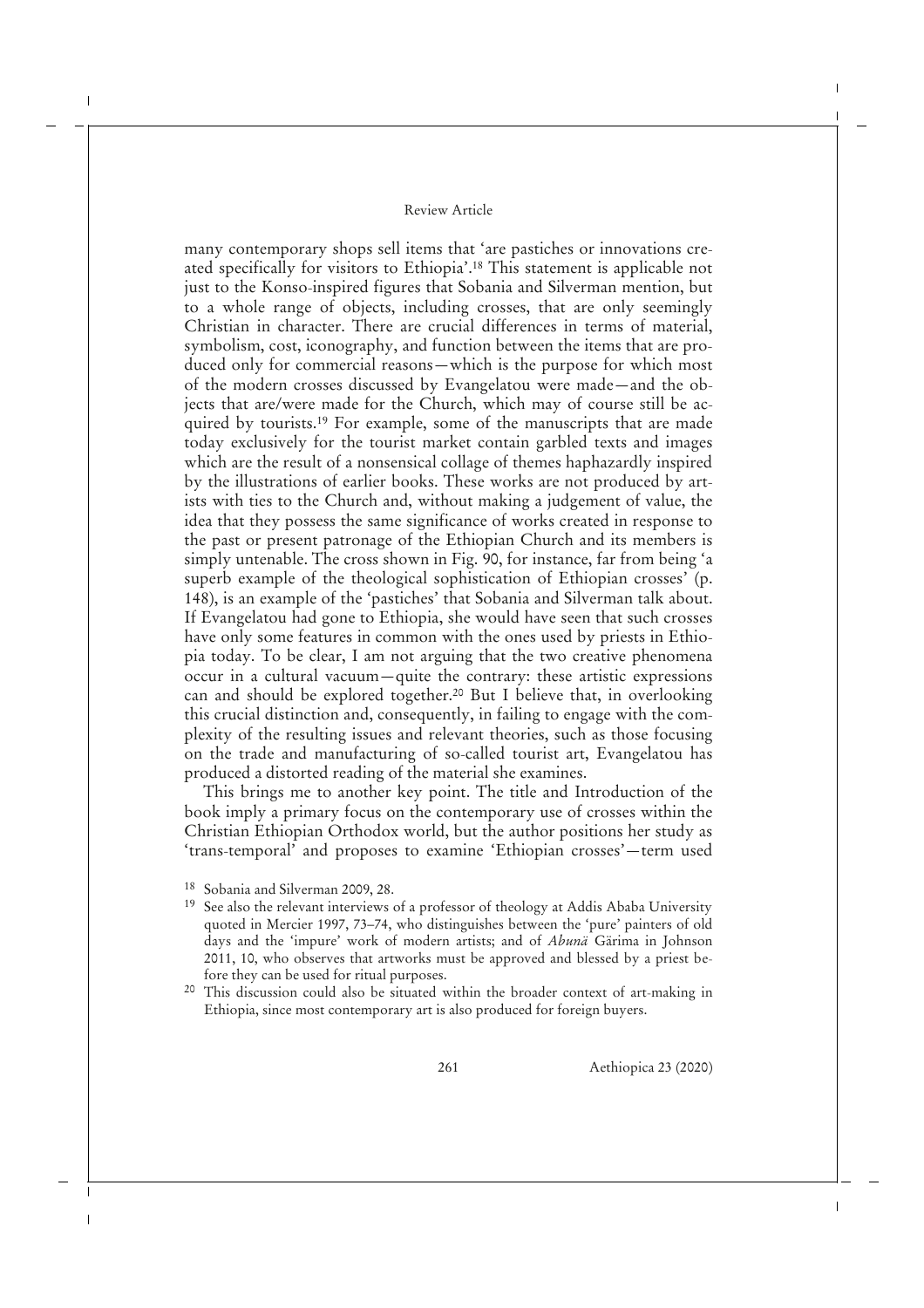many contemporary shops sell items that 'are pastiches or innovations created specifically for visitors to Ethiopia'.[18] This statement is applicable not just to the Konso-inspired figures that Sobania and Silverman mention, but to a whole range of objects, including crosses, that are only seemingly Christian in character. There are crucial differences in terms of material, symbolism, cost, iconography, and function between the items that are produced only for commercial reasons—which is the purpose for which most of the modern crosses discussed by Evangelatou were made—and the objects that are/were made for the Church, which may of course still be acquired by tourists.[19] For example, some of the manuscripts that are made today exclusively for the tourist market contain garbled texts and images which are the result of a nonsensical collage of themes haphazardly inspired by the illustrations of earlier books. These works are not produced by artists with ties to the Church and, without making a judgement of value, the idea that they possess the same significance of works created in response to the past or present patronage of the Ethiopian Church and its members is simply untenable. The cross shown in Fig. 90, for instance, far from being 'a superb example of the theological sophistication of Ethiopian crosses' (p. 148), is an example of the 'pastiches' that Sobania and Silverman talk about. If Evangelatou had gone to Ethiopia, she would have seen that such crosses have only some features in common with the ones used by priests in Ethiopia today. To be clear, I am not arguing that the two creative phenomena occur in a cultural vacuum—quite the contrary: these artistic expressions can and should be explored together.[20] But I believe that, in overlooking this crucial distinction and, consequently, in failing to engage with the complexity of the resulting issues and relevant theories, such as those focusing on the trade and manufacturing of so-called tourist art, Evangelatou has produced a distorted reading of the material she examines.

This brings me to another key point. The title and Introduction of the book imply a primary focus on the contemporary use of crosses within the Christian Ethiopian Orthodox world, but the author positions her study as 'trans-temporal' and proposes to examine 'Ethiopian crosses'—term used

---

[18] Sobania and Silverman 2009, 28.

[19] See also the relevant interviews of a professor of theology at Addis Ababa University quoted in Mercier 1997, 73–74, who distinguishes between the 'pure' painters of old days and the 'impure' work of modern artists; and of *Abunä* Gärima in Johnson 2011, 10, who observes that artworks must be approved and blessed by a priest before they can be used for ritual purposes.

[20] This discussion could also be situated within the broader context of art-making in Ethiopia, since most contemporary art is also produced for foreign buyers.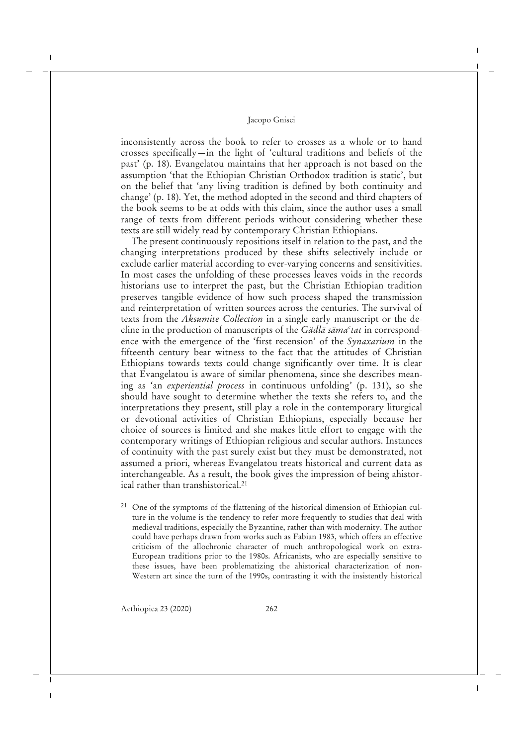inconsistently across the book to refer to crosses as a whole or to hand crosses specifically—in the light of 'cultural traditions and beliefs of the past' (p. 18). Evangelatou maintains that her approach is not based on the assumption 'that the Ethiopian Christian Orthodox tradition is static', but on the belief that 'any living tradition is defined by both continuity and change' (p. 18). Yet, the method adopted in the second and third chapters of the book seems to be at odds with this claim, since the author uses a small range of texts from different periods without considering whether these texts are still widely read by contemporary Christian Ethiopians.

The present continuously repositions itself in relation to the past, and the changing interpretations produced by these shifts selectively include or exclude earlier material according to ever-varying concerns and sensitivities. In most cases the unfolding of these processes leaves voids in the records historians use to interpret the past, but the Christian Ethiopian tradition preserves tangible evidence of how such process shaped the transmission and reinterpretation of written sources across the centuries. The survival of texts from the *Aksumite Collection* in a single early manuscript or the decline in the production of manuscripts of the *Gädlä sämaʿtat* in correspondence with the emergence of the 'first recension' of the *Synaxarium* in the fifteenth century bear witness to the fact that the attitudes of Christian Ethiopians towards texts could change significantly over time. It is clear that Evangelatou is aware of similar phenomena, since she describes meaning as 'an *experiential process* in continuous unfolding' (p. 131), so she should have sought to determine whether the texts she refers to, and the interpretations they present, still play a role in the contemporary liturgical or devotional activities of Christian Ethiopians, especially because her choice of sources is limited and she makes little effort to engage with the contemporary writings of Ethiopian religious and secular authors. Instances of continuity with the past surely exist but they must be demonstrated, not assumed a priori, whereas Evangelatou treats historical and current data as interchangeable. As a result, the book gives the impression of being ahistorical rather than transhistorical.[21]

[21] One of the symptoms of the flattening of the historical dimension of Ethiopian culture in the volume is the tendency to refer more frequently to studies that deal with medieval traditions, especially the Byzantine, rather than with modernity. The author could have perhaps drawn from works such as Fabian 1983, which offers an effective criticism of the allochronic character of much anthropological work on extra-European traditions prior to the 1980s. Africanists, who are especially sensitive to these issues, have been problematizing the ahistorical characterization of non-Western art since the turn of the 1990s, contrasting it with the insistently historical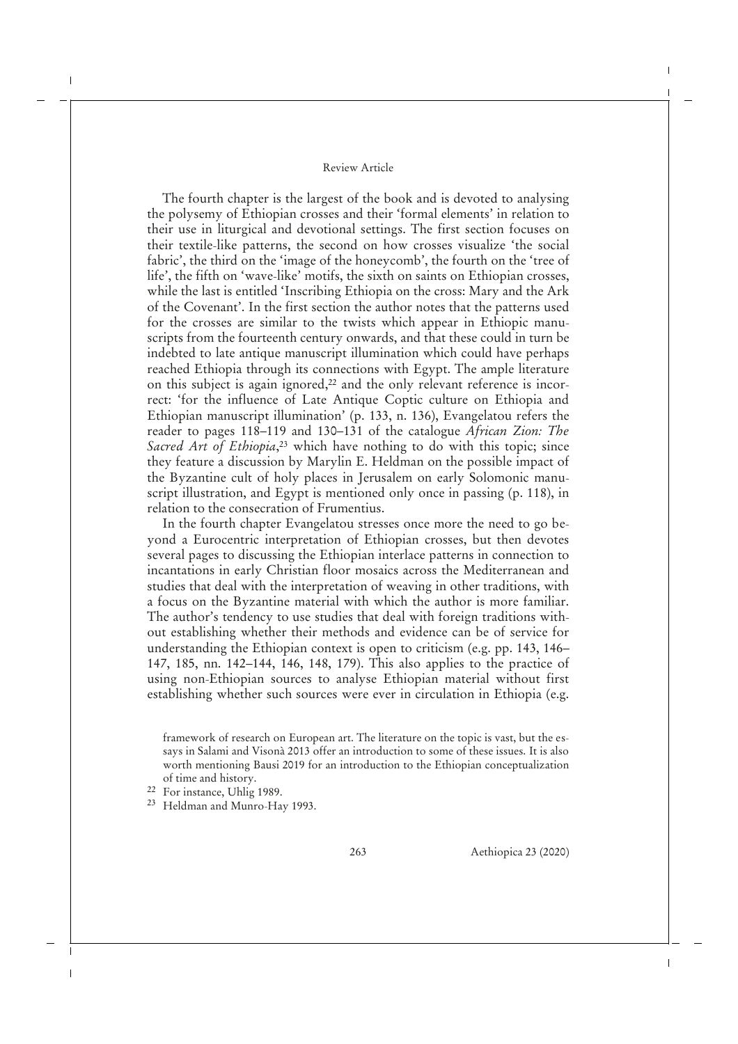The fourth chapter is the largest of the book and is devoted to analysing the polysemy of Ethiopian crosses and their 'formal elements' in relation to their use in liturgical and devotional settings. The first section focuses on their textile-like patterns, the second on how crosses visualize 'the social fabric', the third on the 'image of the honeycomb', the fourth on the 'tree of life', the fifth on 'wave-like' motifs, the sixth on saints on Ethiopian crosses, while the last is entitled 'Inscribing Ethiopia on the cross: Mary and the Ark of the Covenant'. In the first section the author notes that the patterns used for the crosses are similar to the twists which appear in Ethiopic manuscripts from the fourteenth century onwards, and that these could in turn be indebted to late antique manuscript illumination which could have perhaps reached Ethiopia through its connections with Egypt. The ample literature on this subject is again ignored,[22] and the only relevant reference is incorrect: 'for the influence of Late Antique Coptic culture on Ethiopia and Ethiopian manuscript illumination' (p. 133, n. 136), Evangelatou refers the reader to pages 118–119 and 130–131 of the catalogue *African Zion: The Sacred Art of Ethiopia*,[23] which have nothing to do with this topic; since they feature a discussion by Marylin E. Heldman on the possible impact of the Byzantine cult of holy places in Jerusalem on early Solomonic manuscript illustration, and Egypt is mentioned only once in passing (p. 118), in relation to the consecration of Frumentius.

In the fourth chapter Evangelatou stresses once more the need to go beyond a Eurocentric interpretation of Ethiopian crosses, but then devotes several pages to discussing the Ethiopian interlace patterns in connection to incantations in early Christian floor mosaics across the Mediterranean and studies that deal with the interpretation of weaving in other traditions, with a focus on the Byzantine material with which the author is more familiar. The author's tendency to use studies that deal with foreign traditions without establishing whether their methods and evidence can be of service for understanding the Ethiopian context is open to criticism (e.g. pp. 143, 146–147, 185, nn. 142–144, 146, 148, 179). This also applies to the practice of using non-Ethiopian sources to analyse Ethiopian material without first establishing whether such sources were ever in circulation in Ethiopia (e.g.

framework of research on European art. The literature on the topic is vast, but the essays in Salami and Visonà 2013 offer an introduction to some of these issues. It is also worth mentioning Bausi 2019 for an introduction to the Ethiopian conceptualization of time and history.

[22] For instance, Uhlig 1989.

[23] Heldman and Munro-Hay 1993.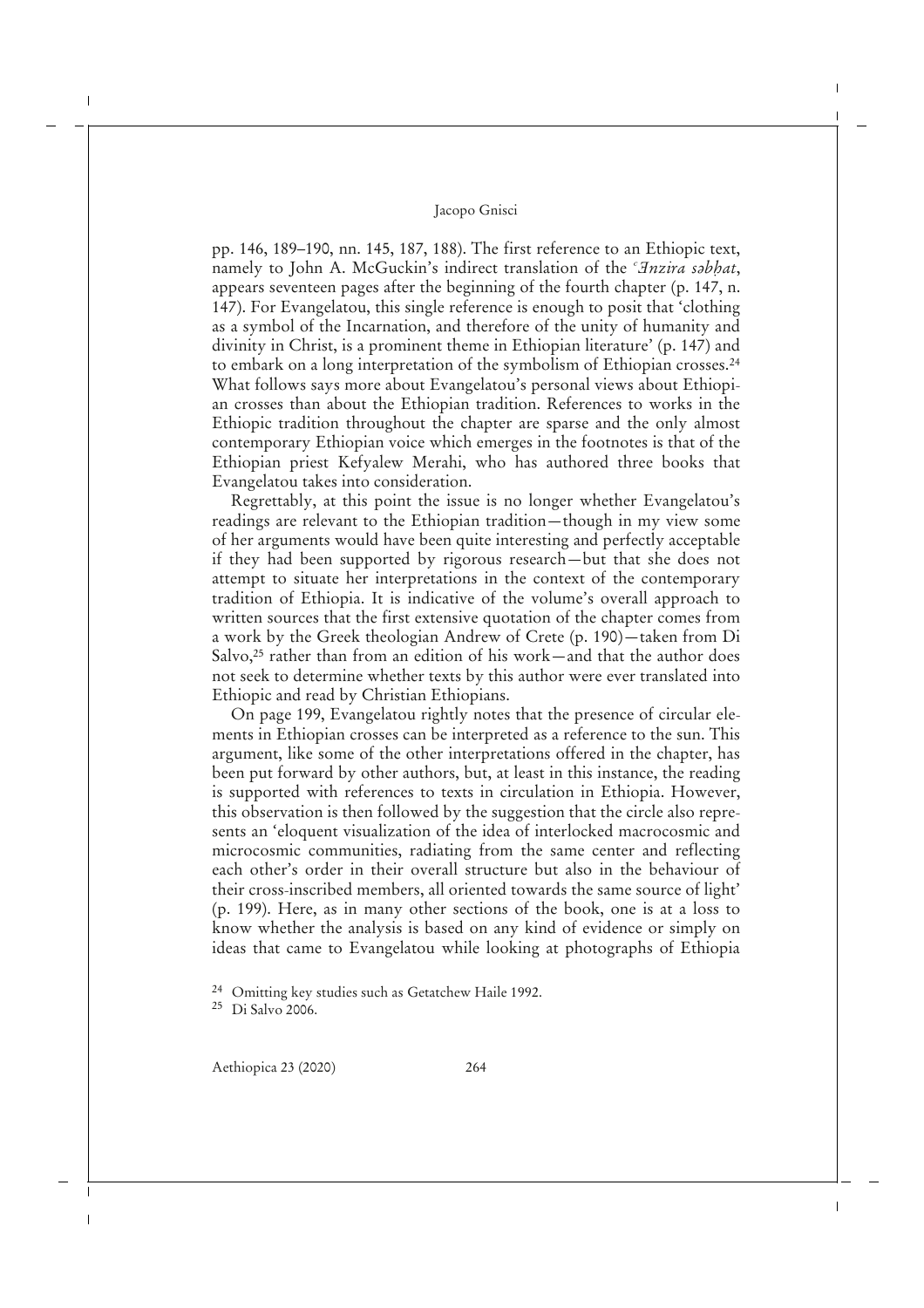pp. 146, 189–190, nn. 145, 187, 188). The first reference to an Ethiopic text, namely to John A. McGuckin's indirect translation of the *ʿƎnzira səbḥat*, appears seventeen pages after the beginning of the fourth chapter (p. 147, n. 147). For Evangelatou, this single reference is enough to posit that 'clothing as a symbol of the Incarnation, and therefore of the unity of humanity and divinity in Christ, is a prominent theme in Ethiopian literature' (p. 147) and to embark on a long interpretation of the symbolism of Ethiopian crosses.[24] What follows says more about Evangelatou's personal views about Ethiopian crosses than about the Ethiopian tradition. References to works in the Ethiopic tradition throughout the chapter are sparse and the only almost contemporary Ethiopian voice which emerges in the footnotes is that of the Ethiopian priest Kefyalew Merahi, who has authored three books that Evangelatou takes into consideration.

Regrettably, at this point the issue is no longer whether Evangelatou's readings are relevant to the Ethiopian tradition—though in my view some of her arguments would have been quite interesting and perfectly acceptable if they had been supported by rigorous research—but that she does not attempt to situate her interpretations in the context of the contemporary tradition of Ethiopia. It is indicative of the volume's overall approach to written sources that the first extensive quotation of the chapter comes from a work by the Greek theologian Andrew of Crete (p. 190)—taken from Di Salvo,[25] rather than from an edition of his work—and that the author does not seek to determine whether texts by this author were ever translated into Ethiopic and read by Christian Ethiopians.

On page 199, Evangelatou rightly notes that the presence of circular elements in Ethiopian crosses can be interpreted as a reference to the sun. This argument, like some of the other interpretations offered in the chapter, has been put forward by other authors, but, at least in this instance, the reading is supported with references to texts in circulation in Ethiopia. However, this observation is then followed by the suggestion that the circle also represents an 'eloquent visualization of the idea of interlocked macrocosmic and microcosmic communities, radiating from the same center and reflecting each other's order in their overall structure but also in the behaviour of their cross-inscribed members, all oriented towards the same source of light' (p. 199). Here, as in many other sections of the book, one is at a loss to know whether the analysis is based on any kind of evidence or simply on ideas that came to Evangelatou while looking at photographs of Ethiopia

[24] Omitting key studies such as Getatchew Haile 1992.

[25] Di Salvo 2006.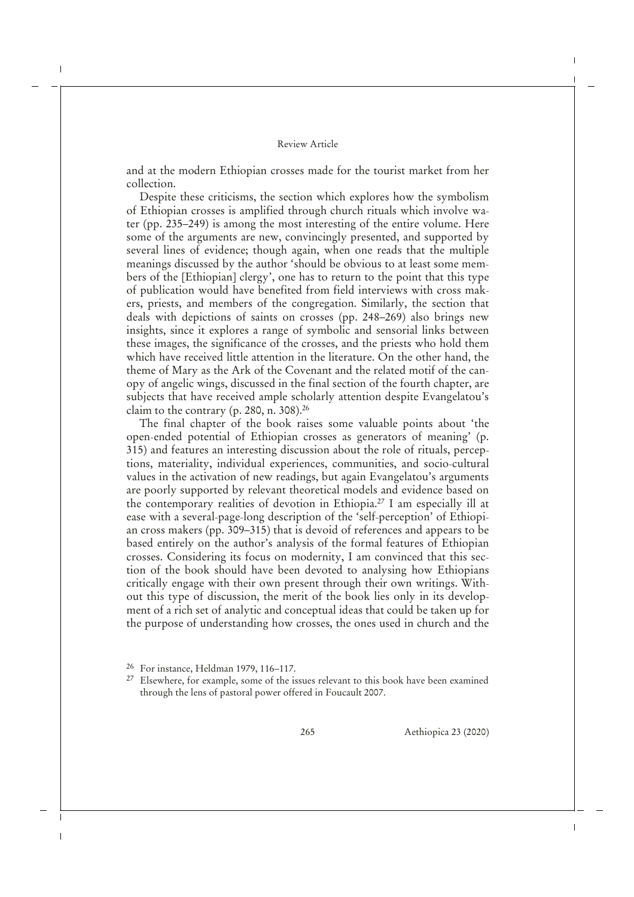and at the modern Ethiopian crosses made for the tourist market from her collection.

Despite these criticisms, the section which explores how the symbolism of Ethiopian crosses is amplified through church rituals which involve water (pp. 235–249) is among the most interesting of the entire volume. Here some of the arguments are new, convincingly presented, and supported by several lines of evidence; though again, when one reads that the multiple meanings discussed by the author 'should be obvious to at least some members of the [Ethiopian] clergy', one has to return to the point that this type of publication would have benefited from field interviews with cross makers, priests, and members of the congregation. Similarly, the section that deals with depictions of saints on crosses (pp. 248–269) also brings new insights, since it explores a range of symbolic and sensorial links between these images, the significance of the crosses, and the priests who hold them which have received little attention in the literature. On the other hand, the theme of Mary as the Ark of the Covenant and the related motif of the canopy of angelic wings, discussed in the final section of the fourth chapter, are subjects that have received ample scholarly attention despite Evangelatou's claim to the contrary (p. 280, n. 308).[26]

The final chapter of the book raises some valuable points about 'the open-ended potential of Ethiopian crosses as generators of meaning' (p. 315) and features an interesting discussion about the role of rituals, perceptions, materiality, individual experiences, communities, and socio-cultural values in the activation of new readings, but again Evangelatou's arguments are poorly supported by relevant theoretical models and evidence based on the contemporary realities of devotion in Ethiopia.[27] I am especially ill at ease with a several-page-long description of the 'self-perception' of Ethiopian cross makers (pp. 309–315) that is devoid of references and appears to be based entirely on the author's analysis of the formal features of Ethiopian crosses. Considering its focus on modernity, I am convinced that this section of the book should have been devoted to analysing how Ethiopians critically engage with their own present through their own writings. Without this type of discussion, the merit of the book lies only in its development of a rich set of analytic and conceptual ideas that could be taken up for the purpose of understanding how crosses, the ones used in church and the

[26] For instance, Heldman 1979, 116–117.

[27] Elsewhere, for example, some of the issues relevant to this book have been examined through the lens of pastoral power offered in Foucault 2007.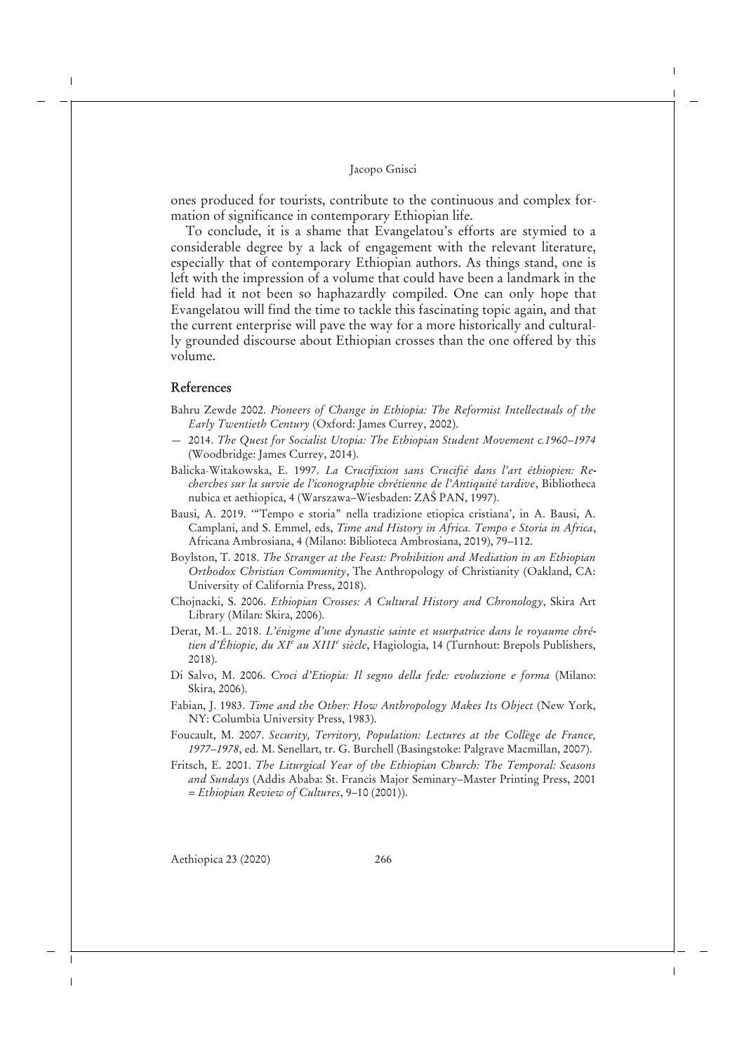ones produced for tourists, contribute to the continuous and complex formation of significance in contemporary Ethiopian life.

To conclude, it is a shame that Evangelatou's efforts are stymied to a considerable degree by a lack of engagement with the relevant literature, especially that of contemporary Ethiopian authors. As things stand, one is left with the impression of a volume that could have been a landmark in the field had it not been so haphazardly compiled. One can only hope that Evangelatou will find the time to tackle this fascinating topic again, and that the current enterprise will pave the way for a more historically and culturally grounded discourse about Ethiopian crosses than the one offered by this volume.

## References

Bahru Zewde 2002. *Pioneers of Change in Ethiopia: The Reformist Intellectuals of the Early Twentieth Century* (Oxford: James Currey, 2002).

— 2014. *The Quest for Socialist Utopia: The Ethiopian Student Movement c.1960–1974* (Woodbridge: James Currey, 2014).

Balicka-Witakowska, E. 1997. *La Crucifixion sans Crucifié dans l'art éthiopien: Recherches sur la survie de l'iconographie chrétienne de l'Antiquité tardive*, Bibliotheca nubica et aethiopica, 4 (Warszawa–Wiesbaden: ZAŚ PAN, 1997).

Bausi, A. 2019. '"Tempo e storia" nella tradizione etiopica cristiana', in A. Bausi, A. Camplani, and S. Emmel, eds, *Time and History in Africa. Tempo e Storia in Africa*, Africana Ambrosiana, 4 (Milano: Biblioteca Ambrosiana, 2019), 79–112.

Boylston, T. 2018. *The Stranger at the Feast: Prohibition and Mediation in an Ethiopian Orthodox Christian Community*, The Anthropology of Christianity (Oakland, CA: University of California Press, 2018).

Chojnacki, S. 2006. *Ethiopian Crosses: A Cultural History and Chronology*, Skira Art Library (Milan: Skira, 2006).

Derat, M.-L. 2018. *L'énigme d'une dynastie sainte et usurpatrice dans le royaume chrétien d'Éhiopie, du XI^e^ au XIII^e^ siècle*, Hagiologia, 14 (Turnhout: Brepols Publishers, 2018).

Di Salvo, M. 2006. *Croci d'Etiopia: Il segno della fede: evoluzione e forma* (Milano: Skira, 2006).

Fabian, J. 1983. *Time and the Other: How Anthropology Makes Its Object* (New York, NY: Columbia University Press, 1983).

Foucault, M. 2007. *Security, Territory, Population: Lectures at the Collège de France, 1977–1978*, ed. M. Senellart, tr. G. Burchell (Basingstoke: Palgrave Macmillan, 2007).

Fritsch, E. 2001. *The Liturgical Year of the Ethiopian Church: The Temporal: Seasons and Sundays* (Addis Ababa: St. Francis Major Seminary–Master Printing Press, 2001 = *Ethiopian Review of Cultures*, 9–10 (2001)).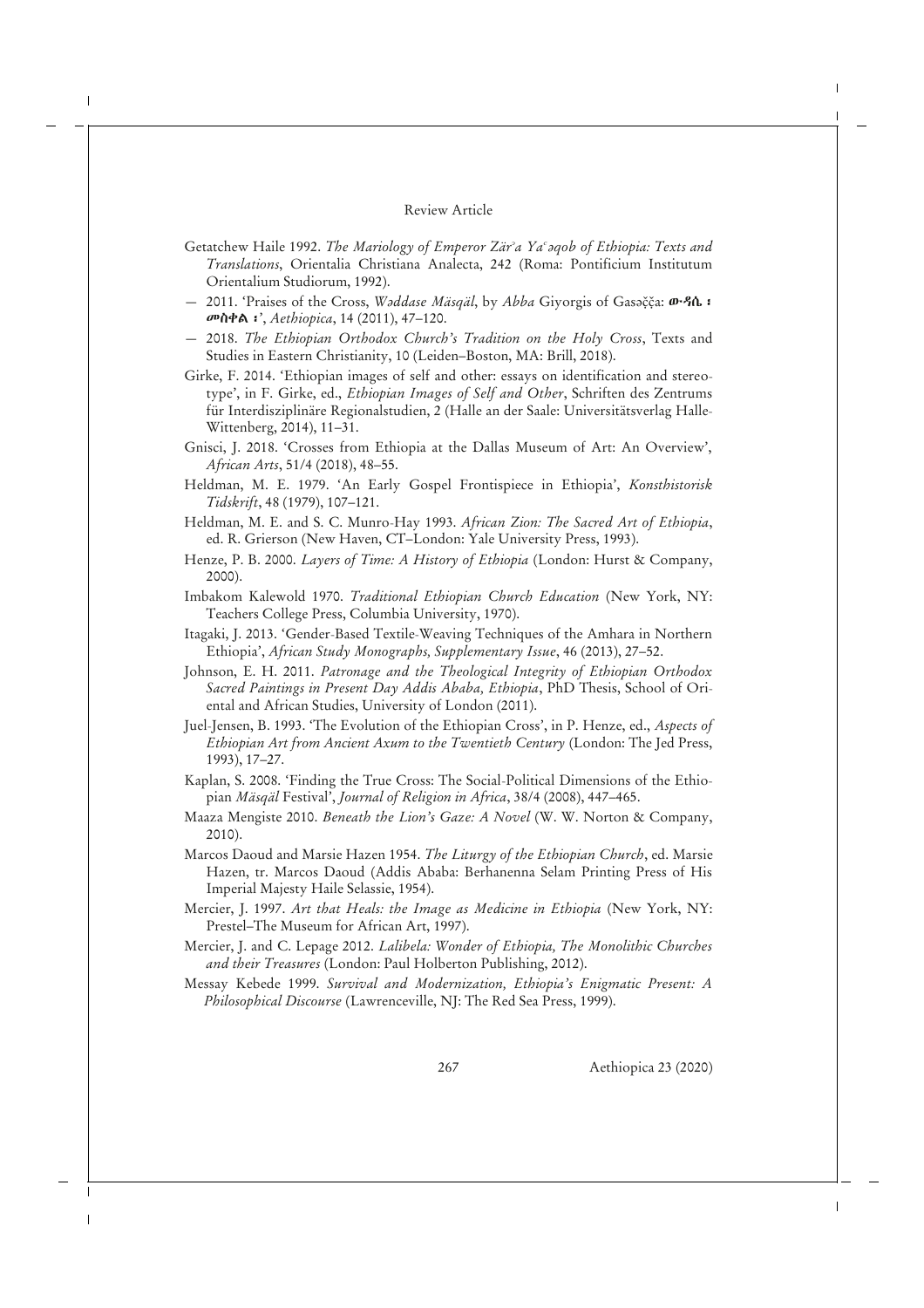Getatchew Haile 1992. *The Mariology of Emperor Zärʾa Yaʿəqob of Ethiopia: Texts and Translations*, Orientalia Christiana Analecta, 242 (Roma: Pontificium Institutum Orientalium Studiorum, 1992).

— 2011. 'Praises of the Cross, *Wəddase Mäsqäl*, by *Abba* Giyorgis of Gasəčča: **ውዳሴ ፡ መስቀል ፡**', *Aethiopica*, 14 (2011), 47–120.

— 2018. *The Ethiopian Orthodox Church's Tradition on the Holy Cross*, Texts and Studies in Eastern Christianity, 10 (Leiden–Boston, MA: Brill, 2018).

Girke, F. 2014. 'Ethiopian images of self and other: essays on identification and stereotype', in F. Girke, ed., *Ethiopian Images of Self and Other*, Schriften des Zentrums für Interdisziplinäre Regionalstudien, 2 (Halle an der Saale: Universitätsverlag Halle-Wittenberg, 2014), 11–31.

Gnisci, J. 2018. 'Crosses from Ethiopia at the Dallas Museum of Art: An Overview', *African Arts*, 51/4 (2018), 48–55.

Heldman, M. E. 1979. 'An Early Gospel Frontispiece in Ethiopia', *Konsthistorisk Tidskrift*, 48 (1979), 107–121.

Heldman, M. E. and S. C. Munro-Hay 1993. *African Zion: The Sacred Art of Ethiopia*, ed. R. Grierson (New Haven, CT–London: Yale University Press, 1993).

Henze, P. B. 2000. *Layers of Time: A History of Ethiopia* (London: Hurst & Company, 2000).

Imbakom Kalewold 1970. *Traditional Ethiopian Church Education* (New York, NY: Teachers College Press, Columbia University, 1970).

Itagaki, J. 2013. 'Gender-Based Textile-Weaving Techniques of the Amhara in Northern Ethiopia', *African Study Monographs, Supplementary Issue*, 46 (2013), 27–52.

Johnson, E. H. 2011. *Patronage and the Theological Integrity of Ethiopian Orthodox Sacred Paintings in Present Day Addis Ababa, Ethiopia*, PhD Thesis, School of Oriental and African Studies, University of London (2011).

Juel-Jensen, B. 1993. 'The Evolution of the Ethiopian Cross', in P. Henze, ed., *Aspects of Ethiopian Art from Ancient Axum to the Twentieth Century* (London: The Jed Press, 1993), 17–27.

Kaplan, S. 2008. 'Finding the True Cross: The Social-Political Dimensions of the Ethiopian *Mäsqäl* Festival', *Journal of Religion in Africa*, 38/4 (2008), 447–465.

Maaza Mengiste 2010. *Beneath the Lion's Gaze: A Novel* (W. W. Norton & Company, 2010).

Marcos Daoud and Marsie Hazen 1954. *The Liturgy of the Ethiopian Church*, ed. Marsie Hazen, tr. Marcos Daoud (Addis Ababa: Berhanenna Selam Printing Press of His Imperial Majesty Haile Selassie, 1954).

Mercier, J. 1997. *Art that Heals: the Image as Medicine in Ethiopia* (New York, NY: Prestel–The Museum for African Art, 1997).

Mercier, J. and C. Lepage 2012. *Lalibela: Wonder of Ethiopia, The Monolithic Churches and their Treasures* (London: Paul Holberton Publishing, 2012).

Messay Kebede 1999. *Survival and Modernization, Ethiopia's Enigmatic Present: A Philosophical Discourse* (Lawrenceville, NJ: The Red Sea Press, 1999).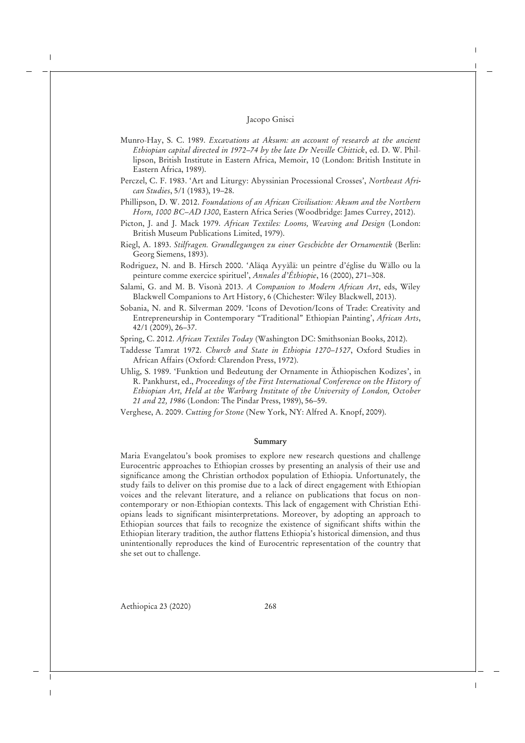Munro-Hay, S. C. 1989. *Excavations at Aksum: an account of research at the ancient Ethiopian capital directed in 1972–74 by the late Dr Neville Chittick*, ed. D. W. Phillipson, British Institute in Eastern Africa, Memoir, 10 (London: British Institute in Eastern Africa, 1989).

Perczel, C. F. 1983. 'Art and Liturgy: Abyssinian Processional Crosses', *Northeast African Studies*, 5/1 (1983), 19–28.

Phillipson, D. W. 2012. *Foundations of an African Civilisation: Aksum and the Northern Horn, 1000 BC–AD 1300*, Eastern Africa Series (Woodbridge: James Currey, 2012).

Picton, J. and J. Mack 1979. *African Textiles: Looms, Weaving and Design* (London: British Museum Publications Limited, 1979).

Riegl, A. 1893. *Stilfragen. Grundlegungen zu einer Geschichte der Ornamentik* (Berlin: Georg Siemens, 1893).

Rodriguez, N. and B. Hirsch 2000. 'Aläqa Ayyälä: un peintre d'église du Wällo ou la peinture comme exercice spirituel', *Annales d'Éthiopie*, 16 (2000), 271–308.

Salami, G. and M. B. Visonà 2013. *A Companion to Modern African Art*, eds, Wiley Blackwell Companions to Art History, 6 (Chichester: Wiley Blackwell, 2013).

Sobania, N. and R. Silverman 2009. 'Icons of Devotion/Icons of Trade: Creativity and Entrepreneurship in Contemporary "Traditional" Ethiopian Painting', *African Arts*, 42/1 (2009), 26–37.

Spring, C. 2012. *African Textiles Today* (Washington DC: Smithsonian Books, 2012).

Taddesse Tamrat 1972. *Church and State in Ethiopia 1270–1527*, Oxford Studies in African Affairs (Oxford: Clarendon Press, 1972).

Uhlig, S. 1989. 'Funktion und Bedeutung der Ornamente in Äthiopischen Kodizes', in R. Pankhurst, ed., *Proceedings of the First International Conference on the History of Ethiopian Art, Held at the Warburg Institute of the University of London, October 21 and 22, 1986* (London: The Pindar Press, 1989), 56–59.

Verghese, A. 2009. *Cutting for Stone* (New York, NY: Alfred A. Knopf, 2009).

## Summary

Maria Evangelatou's book promises to explore new research questions and challenge Eurocentric approaches to Ethiopian crosses by presenting an analysis of their use and significance among the Christian orthodox population of Ethiopia. Unfortunately, the study fails to deliver on this promise due to a lack of direct engagement with Ethiopian voices and the relevant literature, and a reliance on publications that focus on non-contemporary or non-Ethiopian contexts. This lack of engagement with Christian Ethiopians leads to significant misinterpretations. Moreover, by adopting an approach to Ethiopian sources that fails to recognize the existence of significant shifts within the Ethiopian literary tradition, the author flattens Ethiopia's historical dimension, and thus unintentionally reproduces the kind of Eurocentric representation of the country that she set out to challenge.